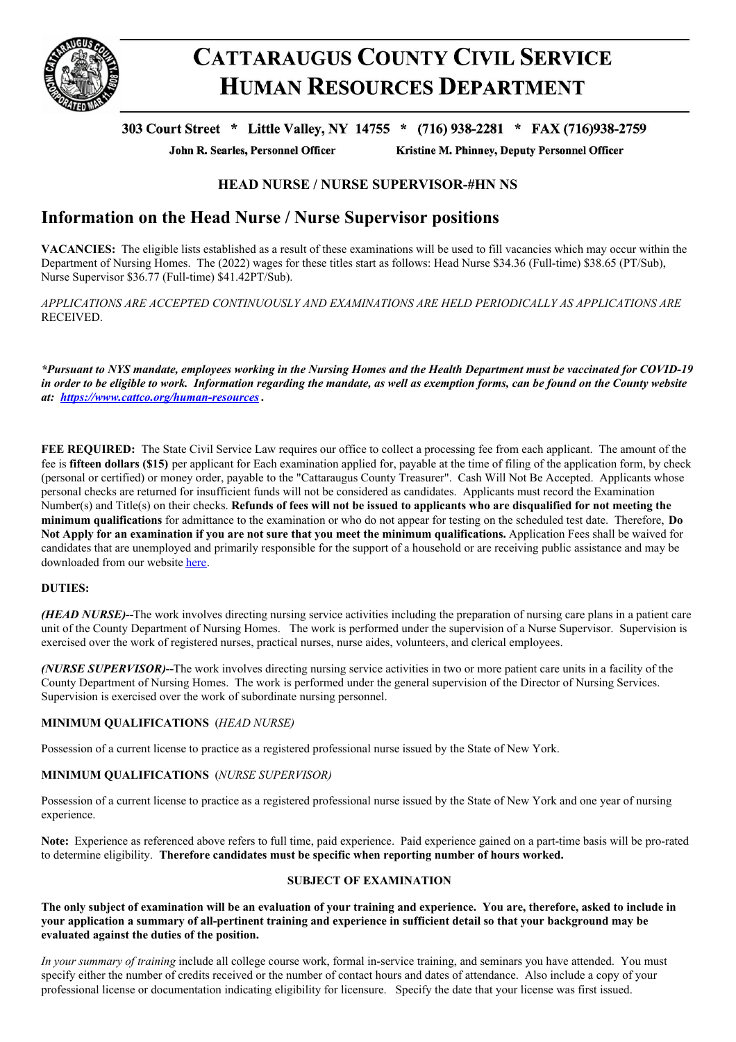# CATTARAUGUS COUNTY CIVIL SERVICE HUMAN RESOURCES DEPARTMENT

**303 Court Street * Little Valley, NY 14755 * (716) 938-2281 * FAX (716)938-2759**

**John R. Searles, Personnel Officer** **Kristine M. Phinney, Deputy Personnel Officer**

### HEAD NURSE / NURSE SUPERVISOR-#HN NS

## Information on the Head Nurse / Nurse Supervisor positions

**VACANCIES:** The eligible lists established as a result of these examinations will be used to fill vacancies which may occur within the Department of Nursing Homes. The (2022) wages for these titles start as follows: Head Nurse $34.36 (Full-time) $38.65 (PT/Sub), Nurse Supervisor $36.77 (Full-time) $41.42PT/Sub).

*APPLICATIONS ARE ACCEPTED CONTINUOUSLY AND EXAMINATIONS ARE HELD PERIODICALLY AS APPLICATIONS ARE* RECEIVED.

***Pursuant to NYS mandate, employees working in the Nursing Homes and the Health Department must be vaccinated for COVID-19 in order to be eligible to work. Information regarding the mandate, as well as exemption forms, can be found on the County website at: [https://www.cattco.org/human-resources](https://www.cattco.org/human-resources) .***

**FEE REQUIRED:** The State Civil Service Law requires our office to collect a processing fee from each applicant. The amount of the fee is **fifteen dollars ($15)** per applicant for Each examination applied for, payable at the time of filing of the application form, by check (personal or certified) or money order, payable to the "Cattaraugus County Treasurer". Cash Will Not Be Accepted. Applicants whose personal checks are returned for insufficient funds will not be considered as candidates. Applicants must record the Examination Number(s) and Title(s) on their checks. **Refunds of fees will not be issued to applicants who are disqualified for not meeting the minimum qualifications** for admittance to the examination or who do not appear for testing on the scheduled test date. Therefore, **Do Not Apply for an examination if you are not sure that you meet the minimum qualifications.** Application Fees shall be waived for candidates that are unemployed and primarily responsible for the support of a household or are receiving public assistance and may be downloaded from our website here.

**DUTIES:**

***(HEAD NURSE)--***The work involves directing nursing service activities including the preparation of nursing care plans in a patient care unit of the County Department of Nursing Homes. The work is performed under the supervision of a Nurse Supervisor. Supervision is exercised over the work of registered nurses, practical nurses, nurse aides, volunteers, and clerical employees.

***(NURSE SUPERVISOR)--***The work involves directing nursing service activities in two or more patient care units in a facility of the County Department of Nursing Homes. The work is performed under the general supervision of the Director of Nursing Services. Supervision is exercised over the work of subordinate nursing personnel.

**MINIMUM QUALIFICATIONS** (*HEAD NURSE)*

Possession of a current license to practice as a registered professional nurse issued by the State of New York.

**MINIMUM QUALIFICATIONS** (*NURSE SUPERVISOR)*

Possession of a current license to practice as a registered professional nurse issued by the State of New York and one year of nursing experience.

**Note:** Experience as referenced above refers to full time, paid experience. Paid experience gained on a part-time basis will be pro-rated to determine eligibility. **Therefore candidates must be specific when reporting number of hours worked.**

**SUBJECT OF EXAMINATION**

**The only subject of examination will be an evaluation of your training and experience. You are, therefore, asked to include in your application a summary of all-pertinent training and experience in sufficient detail so that your background may be evaluated against the duties of the position.**

*In your summary of training* include all college course work, formal in-service training, and seminars you have attended. You must specify either the number of credits received or the number of contact hours and dates of attendance. Also include a copy of your professional license or documentation indicating eligibility for licensure. Specify the date that your license was first issued.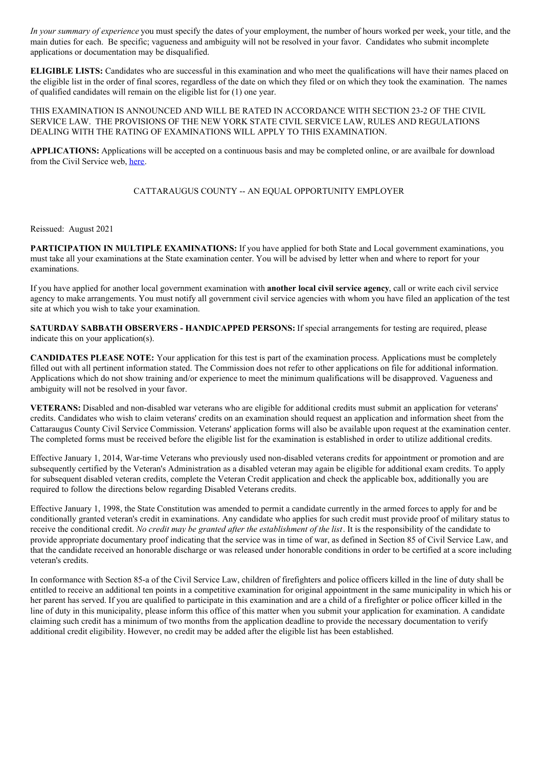*In your summary of experience* you must specify the dates of your employment, the number of hours worked per week, your title, and the main duties for each. Be specific; vagueness and ambiguity will not be resolved in your favor. Candidates who submit incomplete applications or documentation may be disqualified.

**ELIGIBLE LISTS:** Candidates who are successful in this examination and who meet the qualifications will have their names placed on the eligible list in the order of final scores, regardless of the date on which they filed or on which they took the examination. The names of qualified candidates will remain on the eligible list for (1) one year.

THIS EXAMINATION IS ANNOUNCED AND WILL BE RATED IN ACCORDANCE WITH SECTION 23-2 OF THE CIVIL SERVICE LAW. THE PROVISIONS OF THE NEW YORK STATE CIVIL SERVICE LAW, RULES AND REGULATIONS DEALING WITH THE RATING OF EXAMINATIONS WILL APPLY TO THIS EXAMINATION.

**APPLICATIONS:** Applications will be accepted on a continuous basis and may be completed online, or are availbale for download from the Civil Service web, here.

CATTARAUGUS COUNTY -- AN EQUAL OPPORTUNITY EMPLOYER

Reissued: August 2021

**PARTICIPATION IN MULTIPLE EXAMINATIONS:** If you have applied for both State and Local government examinations, you must take all your examinations at the State examination center. You will be advised by letter when and where to report for your examinations.

If you have applied for another local government examination with **another local civil service agency**, call or write each civil service agency to make arrangements. You must notify all government civil service agencies with whom you have filed an application of the test site at which you wish to take your examination.

**SATURDAY SABBATH OBSERVERS - HANDICAPPED PERSONS:** If special arrangements for testing are required, please indicate this on your application(s).

**CANDIDATES PLEASE NOTE:** Your application for this test is part of the examination process. Applications must be completely filled out with all pertinent information stated. The Commission does not refer to other applications on file for additional information. Applications which do not show training and/or experience to meet the minimum qualifications will be disapproved. Vagueness and ambiguity will not be resolved in your favor.

**VETERANS:** Disabled and non-disabled war veterans who are eligible for additional credits must submit an application for veterans' credits. Candidates who wish to claim veterans' credits on an examination should request an application and information sheet from the Cattaraugus County Civil Service Commission. Veterans' application forms will also be available upon request at the examination center. The completed forms must be received before the eligible list for the examination is established in order to utilize additional credits.

Effective January 1, 2014, War-time Veterans who previously used non-disabled veterans credits for appointment or promotion and are subsequently certified by the Veteran's Administration as a disabled veteran may again be eligible for additional exam credits. To apply for subsequent disabled veteran credits, complete the Veteran Credit application and check the applicable box, additionally you are required to follow the directions below regarding Disabled Veterans credits.

Effective January 1, 1998, the State Constitution was amended to permit a candidate currently in the armed forces to apply for and be conditionally granted veteran's credit in examinations. Any candidate who applies for such credit must provide proof of military status to receive the conditional credit. *No credit may be granted after the establishment of the list*. It is the responsibility of the candidate to provide appropriate documentary proof indicating that the service was in time of war, as defined in Section 85 of Civil Service Law, and that the candidate received an honorable discharge or was released under honorable conditions in order to be certified at a score including veteran's credits.

In conformance with Section 85-a of the Civil Service Law, children of firefighters and police officers killed in the line of duty shall be entitled to receive an additional ten points in a competitive examination for original appointment in the same municipality in which his or her parent has served. If you are qualified to participate in this examination and are a child of a firefighter or police officer killed in the line of duty in this municipality, please inform this office of this matter when you submit your application for examination. A candidate claiming such credit has a minimum of two months from the application deadline to provide the necessary documentation to verify additional credit eligibility. However, no credit may be added after the eligible list has been established.